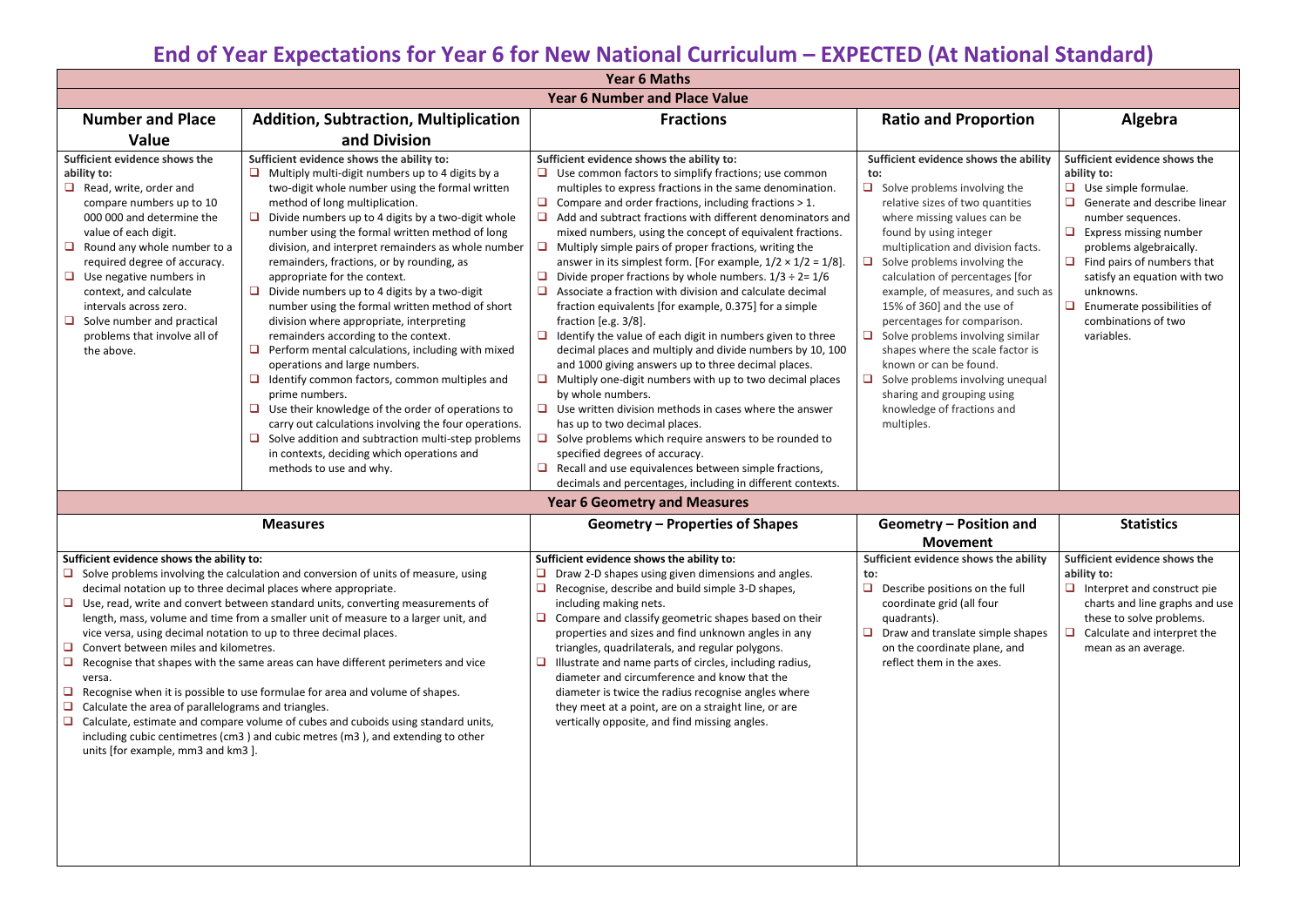# End of Year Expectations for Year 6 for New National Curriculum – EXPECTED (At National Standard)

## Year 6 Maths

### Year 6 Number and Place Value

| Number and Place Value | Addition, Subtraction, Multiplication and Division | Fractions | Ratio and Proportion | Algebra |
|---|---|---|---|---|
| **Sufficient evidence shows the ability to:**<br>❑ Read, write, order and compare numbers up to 10 000 000 and determine the value of each digit.<br>❑ Round any whole number to a required degree of accuracy.<br>❑ Use negative numbers in context, and calculate intervals across zero.<br>❑ Solve number and practical problems that involve all of the above. | **Sufficient evidence shows the ability to:**<br>❑ Multiply multi-digit numbers up to 4 digits by a two-digit whole number using the formal written method of long multiplication.<br>❑ Divide numbers up to 4 digits by a two-digit whole number using the formal written method of long division, and interpret remainders as whole number remainders, fractions, or by rounding, as appropriate for the context.<br>❑ Divide numbers up to 4 digits by a two-digit number using the formal written method of short division where appropriate, interpreting remainders according to the context.<br>❑ Perform mental calculations, including with mixed operations and large numbers.<br>❑ Identify common factors, common multiples and prime numbers.<br>❑ Use their knowledge of the order of operations to carry out calculations involving the four operations.<br>❑ Solve addition and subtraction multi-step problems in contexts, deciding which operations and methods to use and why. | **Sufficient evidence shows the ability to:**<br>❑ Use common factors to simplify fractions; use common multiples to express fractions in the same denomination.<br>❑ Compare and order fractions, including fractions > 1.<br>❑ Add and subtract fractions with different denominators and mixed numbers, using the concept of equivalent fractions.<br>❑ Multiply simple pairs of proper fractions, writing the answer in its simplest form. [For example, $1/2 \times 1/2 = 1/8$].<br>❑ Divide proper fractions by whole numbers. $1/3 \div 2 = 1/6$<br>❑ Associate a fraction with division and calculate decimal fraction equivalents [for example, 0.375] for a simple fraction [e.g. 3/8].<br>❑ Identify the value of each digit in numbers given to three decimal places and multiply and divide numbers by 10, 100 and 1000 giving answers up to three decimal places.<br>❑ Multiply one-digit numbers with up to two decimal places by whole numbers.<br>❑ Use written division methods in cases where the answer has up to two decimal places.<br>❑ Solve problems which require answers to be rounded to specified degrees of accuracy.<br>❑ Recall and use equivalences between simple fractions, decimals and percentages, including in different contexts. | **Sufficient evidence shows the ability to:**<br>❑ Solve problems involving the relative sizes of two quantities where missing values can be found by using integer multiplication and division facts.<br>❑ Solve problems involving the calculation of percentages [for example, of measures, and such as 15% of 360] and the use of percentages for comparison.<br>❑ Solve problems involving similar shapes where the scale factor is known or can be found.<br>❑ Solve problems involving unequal sharing and grouping using knowledge of fractions and multiples. | **Sufficient evidence shows the ability to:**<br>❑ Use simple formulae.<br>❑ Generate and describe linear number sequences.<br>❑ Express missing number problems algebraically.<br>❑ Find pairs of numbers that satisfy an equation with two unknowns.<br>❑ Enumerate possibilities of combinations of two variables. |

### Year 6 Geometry and Measures

| Measures | Geometry – Properties of Shapes | Geometry – Position and Movement | Statistics |
|---|---|---|---|
| **Sufficient evidence shows the ability to:**<br>❑ Solve problems involving the calculation and conversion of units of measure, using decimal notation up to three decimal places where appropriate.<br>❑ Use, read, write and convert between standard units, converting measurements of length, mass, volume and time from a smaller unit of measure to a larger unit, and vice versa, using decimal notation to up to three decimal places.<br>❑ Convert between miles and kilometres.<br>❑ Recognise that shapes with the same areas can have different perimeters and vice versa.<br>❑ Recognise when it is possible to use formulae for area and volume of shapes.<br>❑ Calculate the area of parallelograms and triangles.<br>❑ Calculate, estimate and compare volume of cubes and cuboids using standard units, including cubic centimetres ($cm^3$) and cubic metres ($m^3$), and extending to other units [for example, $mm^3$ and $km^3$]. | **Sufficient evidence shows the ability to:**<br>❑ Draw 2-D shapes using given dimensions and angles.<br>❑ Recognise, describe and build simple 3-D shapes, including making nets.<br>❑ Compare and classify geometric shapes based on their properties and sizes and find unknown angles in any triangles, quadrilaterals, and regular polygons.<br>❑ Illustrate and name parts of circles, including radius, diameter and circumference and know that the diameter is twice the radius recognise angles where they meet at a point, are on a straight line, or are vertically opposite, and find missing angles. | **Sufficient evidence shows the ability to:**<br>❑ Describe positions on the full coordinate grid (all four quadrants).<br>❑ Draw and translate simple shapes on the coordinate plane, and reflect them in the axes. | **Sufficient evidence shows the ability to:**<br>❑ Interpret and construct pie charts and line graphs and use these to solve problems.<br>❑ Calculate and interpret the mean as an average. |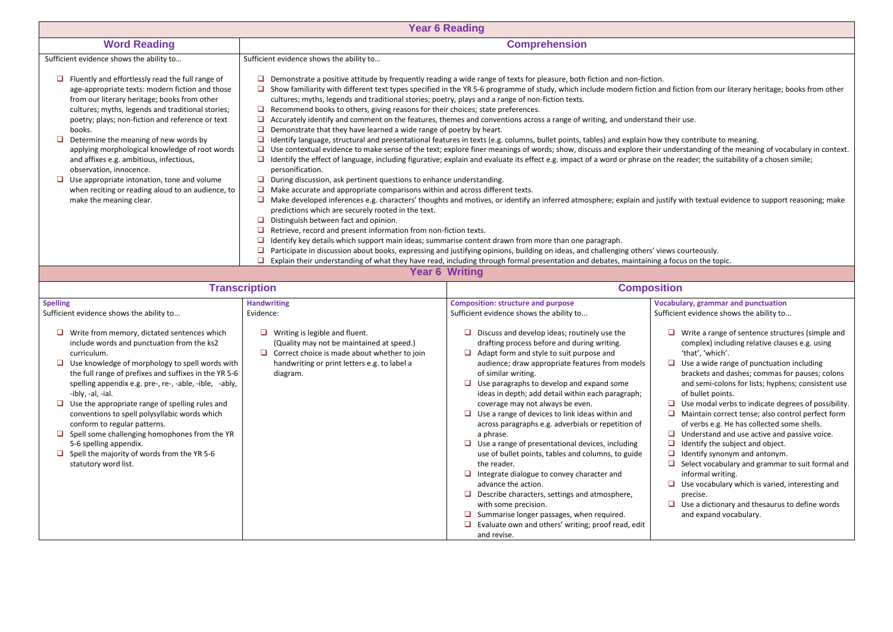# Year 6 Reading

## Word Reading

Sufficient evidence shows the ability to…

- Fluently and effortlessly read the full range of age-appropriate texts: modern fiction and those from our literary heritage; books from other cultures; myths, legends and traditional stories; poetry; plays; non-fiction and reference or text books.
- Determine the meaning of new words by applying morphological knowledge of root words and affixes e.g. ambitious, infectious, observation, innocence.
- Use appropriate intonation, tone and volume when reciting or reading aloud to an audience, to make the meaning clear.

## Comprehension

Sufficient evidence shows the ability to…

- Demonstrate a positive attitude by frequently reading a wide range of texts for pleasure, both fiction and non-fiction.
- Show familiarity with different text types specified in the YR 5-6 programme of study, which include modern fiction and fiction from our literary heritage; books from other cultures; myths, legends and traditional stories; poetry, plays and a range of non-fiction texts.
- Recommend books to others, giving reasons for their choices; state preferences.
- Accurately identify and comment on the features, themes and conventions across a range of writing, and understand their use.
- Demonstrate that they have learned a wide range of poetry by heart.
- Identify language, structural and presentational features in texts (e.g. columns, bullet points, tables) and explain how they contribute to meaning.
- Use contextual evidence to make sense of the text; explore finer meanings of words; show, discuss and explore their understanding of the meaning of vocabulary in context.
- Identify the effect of language, including figurative; explain and evaluate its effect e.g. impact of a word or phrase on the reader; the suitability of a chosen simile; personification.
- During discussion, ask pertinent questions to enhance understanding.
- Make accurate and appropriate comparisons within and across different texts.
- Make developed inferences e.g. characters' thoughts and motives, or identify an inferred atmosphere; explain and justify with textual evidence to support reasoning; make predictions which are securely rooted in the text.
- Distinguish between fact and opinion.
- Retrieve, record and present information from non-fiction texts.
- Identify key details which support main ideas; summarise content drawn from more than one paragraph.
- Participate in discussion about books, expressing and justifying opinions, building on ideas, and challenging others' views courteously.
- Explain their understanding of what they have read, including through formal presentation and debates, maintaining a focus on the topic.

# Year 6 Writing

## Transcription

### Spelling

Sufficient evidence shows the ability to…

- Write from memory, dictated sentences which include words and punctuation from the ks2 curriculum.
- Use knowledge of morphology to spell words with the full range of prefixes and suffixes in the YR 5-6 spelling appendix e.g. pre-, re-, -able, -ible, -ably, -ibly, -al, -ial.
- Use the appropriate range of spelling rules and conventions to spell polysyllabic words which conform to regular patterns.
- Spell some challenging homophones from the YR 5-6 spelling appendix.
- Spell the majority of words from the YR 5-6 statutory word list.

### Handwriting

Evidence:

- Writing is legible and fluent. (Quality may not be maintained at speed.)
- Correct choice is made about whether to join handwriting or print letters e.g. to label a diagram.

## Composition

### Composition: structure and purpose

Sufficient evidence shows the ability to…

- Discuss and develop ideas; routinely use the drafting process before and during writing.
- Adapt form and style to suit purpose and audience; draw appropriate features from models of similar writing.
- Use paragraphs to develop and expand some ideas in depth; add detail within each paragraph; coverage may not always be even.
- Use a range of devices to link ideas within and across paragraphs e.g. adverbials or repetition of a phrase.
- Use a range of presentational devices, including use of bullet points, tables and columns, to guide the reader.
- Integrate dialogue to convey character and advance the action.
- Describe characters, settings and atmosphere, with some precision.
- Summarise longer passages, when required.
- Evaluate own and others' writing; proof read, edit and revise.

### Vocabulary, grammar and punctuation

Sufficient evidence shows the ability to…

- Write a range of sentence structures (simple and complex) including relative clauses e.g. using 'that', 'which'.
- Use a wide range of punctuation including brackets and dashes; commas for pauses; colons and semi-colons for lists; hyphens; consistent use of bullet points.
- Use modal verbs to indicate degrees of possibility.
- Maintain correct tense; also control perfect form of verbs e.g. He has collected some shells.
- Understand and use active and passive voice.
- Identify the subject and object.
- Identify synonym and antonym.
- Select vocabulary and grammar to suit formal and informal writing.
- Use vocabulary which is varied, interesting and precise.
- Use a dictionary and thesaurus to define words and expand vocabulary.